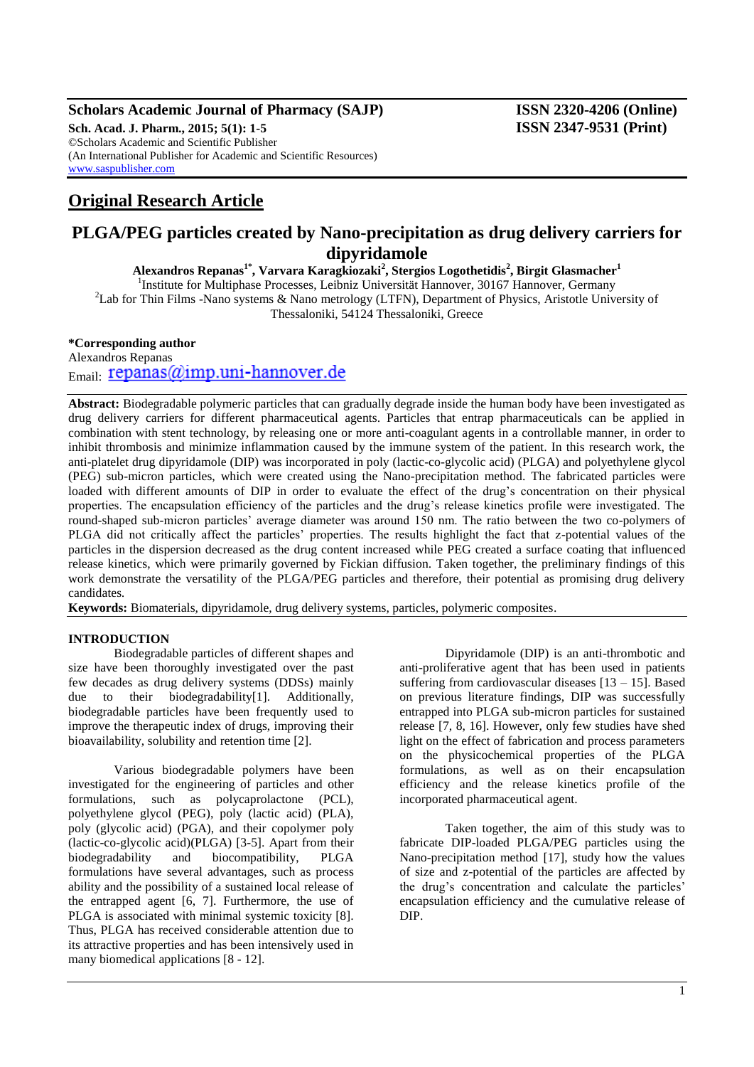**Original Research Article**

# PLGA/PEG particles created by Nano-precipitation as drug delivery carriers for dipyridamole

**Alexandros Repanas[1*], Varvara Karagkiozaki[2], Stergios Logothetidis[2], Birgit Glasmacher[1]**

[1]Institute for Multiphase Processes, Leibniz Universität Hannover, 30167 Hannover, Germany

[2]Lab for Thin Films -Nano systems & Nano metrology (LTFN), Department of Physics, Aristotle University of Thessaloniki, 54124 Thessaloniki, Greece

**\*Corresponding author**

Alexandros Repanas

Email: repanas@imp.uni-hannover.de

**Abstract:** Biodegradable polymeric particles that can gradually degrade inside the human body have been investigated as drug delivery carriers for different pharmaceutical agents. Particles that entrap pharmaceuticals can be applied in combination with stent technology, by releasing one or more anti-coagulant agents in a controllable manner, in order to inhibit thrombosis and minimize inflammation caused by the immune system of the patient. In this research work, the anti-platelet drug dipyridamole (DIP) was incorporated in poly (lactic-co-glycolic acid) (PLGA) and polyethylene glycol (PEG) sub-micron particles, which were created using the Nano-precipitation method. The fabricated particles were loaded with different amounts of DIP in order to evaluate the effect of the drug's concentration on their physical properties. The encapsulation efficiency of the particles and the drug's release kinetics profile were investigated. The round-shaped sub-micron particles' average diameter was around 150 nm. The ratio between the two co-polymers of PLGA did not critically affect the particles' properties. The results highlight the fact that z-potential values of the particles in the dispersion decreased as the drug content increased while PEG created a surface coating that influenced release kinetics, which were primarily governed by Fickian diffusion. Taken together, the preliminary findings of this work demonstrate the versatility of the PLGA/PEG particles and therefore, their potential as promising drug delivery candidates.

**Keywords:** Biomaterials, dipyridamole, drug delivery systems, particles, polymeric composites.

## INTRODUCTION

Biodegradable particles of different shapes and size have been thoroughly investigated over the past few decades as drug delivery systems (DDSs) mainly due to their biodegradability[1]. Additionally, biodegradable particles have been frequently used to improve the therapeutic index of drugs, improving their bioavailability, solubility and retention time [2].

Various biodegradable polymers have been investigated for the engineering of particles and other formulations, such as polycaprolactone (PCL), polyethylene glycol (PEG), poly (lactic acid) (PLA), poly (glycolic acid) (PGA), and their copolymer poly (lactic-co-glycolic acid)(PLGA) [3-5]. Apart from their biodegradability and biocompatibility, PLGA formulations have several advantages, such as process ability and the possibility of a sustained local release of the entrapped agent [6, 7]. Furthermore, the use of PLGA is associated with minimal systemic toxicity [8]. Thus, PLGA has received considerable attention due to its attractive properties and has been intensively used in many biomedical applications [8 - 12].

Dipyridamole (DIP) is an anti-thrombotic and anti-proliferative agent that has been used in patients suffering from cardiovascular diseases [13 – 15]. Based on previous literature findings, DIP was successfully entrapped into PLGA sub-micron particles for sustained release [7, 8, 16]. However, only few studies have shed light on the effect of fabrication and process parameters on the physicochemical properties of the PLGA formulations, as well as on their encapsulation efficiency and the release kinetics profile of the incorporated pharmaceutical agent.

Taken together, the aim of this study was to fabricate DIP-loaded PLGA/PEG particles using the Nano-precipitation method [17], study how the values of size and z-potential of the particles are affected by the drug's concentration and calculate the particles' encapsulation efficiency and the cumulative release of DIP.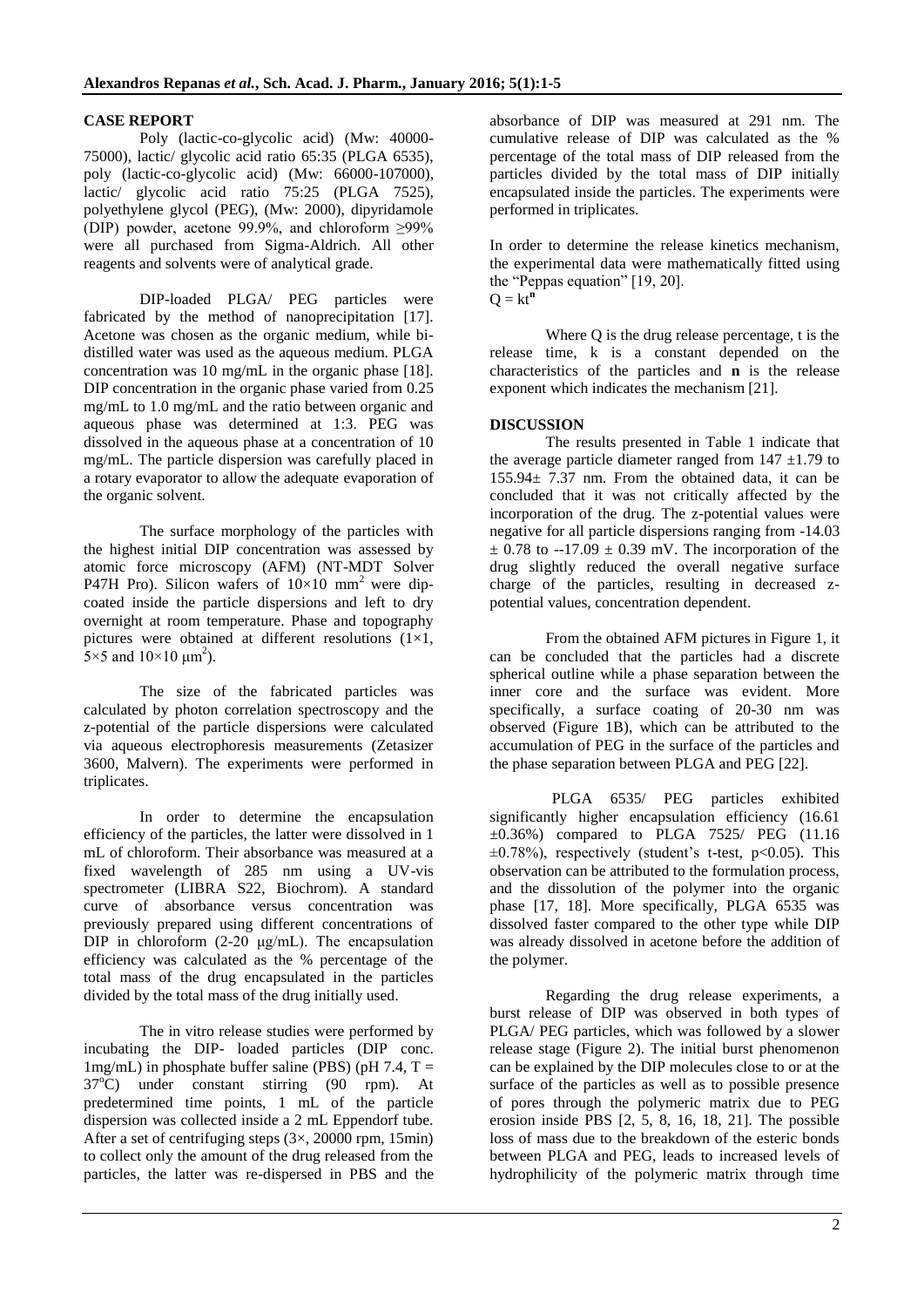## CASE REPORT

Poly (lactic-co-glycolic acid) (Mw: 40000-75000), lactic/ glycolic acid ratio 65:35 (PLGA 6535), poly (lactic-co-glycolic acid) (Mw: 66000-107000), lactic/ glycolic acid ratio 75:25 (PLGA 7525), polyethylene glycol (PEG), (Mw: 2000), dipyridamole (DIP) powder, acetone 99.9%, and chloroform ≥99% were all purchased from Sigma-Aldrich. All other reagents and solvents were of analytical grade.

DIP-loaded PLGA/ PEG particles were fabricated by the method of nanoprecipitation [17]. Acetone was chosen as the organic medium, while bi-distilled water was used as the aqueous medium. PLGA concentration was 10 mg/mL in the organic phase [18]. DIP concentration in the organic phase varied from 0.25 mg/mL to 1.0 mg/mL and the ratio between organic and aqueous phase was determined at 1:3. PEG was dissolved in the aqueous phase at a concentration of 10 mg/mL. The particle dispersion was carefully placed in a rotary evaporator to allow the adequate evaporation of the organic solvent.

The surface morphology of the particles with the highest initial DIP concentration was assessed by atomic force microscopy (AFM) (NT-MDT Solver P47H Pro). Silicon wafers of $10\times10$ mm$^2$ were dip-coated inside the particle dispersions and left to dry overnight at room temperature. Phase and topography pictures were obtained at different resolutions ($1\times1$, $5\times5$ and $10\times10$ μm$^2$).

The size of the fabricated particles was calculated by photon correlation spectroscopy and the z-potential of the particle dispersions were calculated via aqueous electrophoresis measurements (Zetasizer 3600, Malvern). The experiments were performed in triplicates.

In order to determine the encapsulation efficiency of the particles, the latter were dissolved in 1 mL of chloroform. Their absorbance was measured at a fixed wavelength of 285 nm using a UV-vis spectrometer (LIBRA S22, Biochrom). A standard curve of absorbance versus concentration was previously prepared using different concentrations of DIP in chloroform (2-20 μg/mL). The encapsulation efficiency was calculated as the % percentage of the total mass of the drug encapsulated in the particles divided by the total mass of the drug initially used.

The in vitro release studies were performed by incubating the DIP- loaded particles (DIP conc. 1mg/mL) in phosphate buffer saline (PBS) (pH 7.4, T = 37$^o$C) under constant stirring (90 rpm). At predetermined time points, 1 mL of the particle dispersion was collected inside a 2 mL Eppendorf tube. After a set of centrifuging steps (3×, 20000 rpm, 15min) to collect only the amount of the drug released from the particles, the latter was re-dispersed in PBS and the absorbance of DIP was measured at 291 nm. The cumulative release of DIP was calculated as the % percentage of the total mass of DIP released from the particles divided by the total mass of DIP initially encapsulated inside the particles. The experiments were performed in triplicates.

In order to determine the release kinetics mechanism, the experimental data were mathematically fitted using the "Peppas equation" [19, 20].

$$Q = kt^{\mathbf{n}}$$

Where Q is the drug release percentage, t is the release time, k is a constant depended on the characteristics of the particles and **n** is the release exponent which indicates the mechanism [21].

## DISCUSSION

The results presented in Table 1 indicate that the average particle diameter ranged from 147 ±1.79 to 155.94± 7.37 nm. From the obtained data, it can be concluded that it was not critically affected by the incorporation of the drug. The z-potential values were negative for all particle dispersions ranging from -14.03 ± 0.78 to --17.09 ± 0.39 mV. The incorporation of the drug slightly reduced the overall negative surface charge of the particles, resulting in decreased z-potential values, concentration dependent.

From the obtained AFM pictures in Figure 1, it can be concluded that the particles had a discrete spherical outline while a phase separation between the inner core and the surface was evident. More specifically, a surface coating of 20-30 nm was observed (Figure 1B), which can be attributed to the accumulation of PEG in the surface of the particles and the phase separation between PLGA and PEG [22].

PLGA 6535/ PEG particles exhibited significantly higher encapsulation efficiency (16.61 ±0.36%) compared to PLGA 7525/ PEG (11.16 ±0.78%), respectively (student's t-test, $p<0.05$). This observation can be attributed to the formulation process, and the dissolution of the polymer into the organic phase [17, 18]. More specifically, PLGA 6535 was dissolved faster compared to the other type while DIP was already dissolved in acetone before the addition of the polymer.

Regarding the drug release experiments, a burst release of DIP was observed in both types of PLGA/ PEG particles, which was followed by a slower release stage (Figure 2). The initial burst phenomenon can be explained by the DIP molecules close to or at the surface of the particles as well as to possible presence of pores through the polymeric matrix due to PEG erosion inside PBS [2, 5, 8, 16, 18, 21]. The possible loss of mass due to the breakdown of the esteric bonds between PLGA and PEG, leads to increased levels of hydrophilicity of the polymeric matrix through time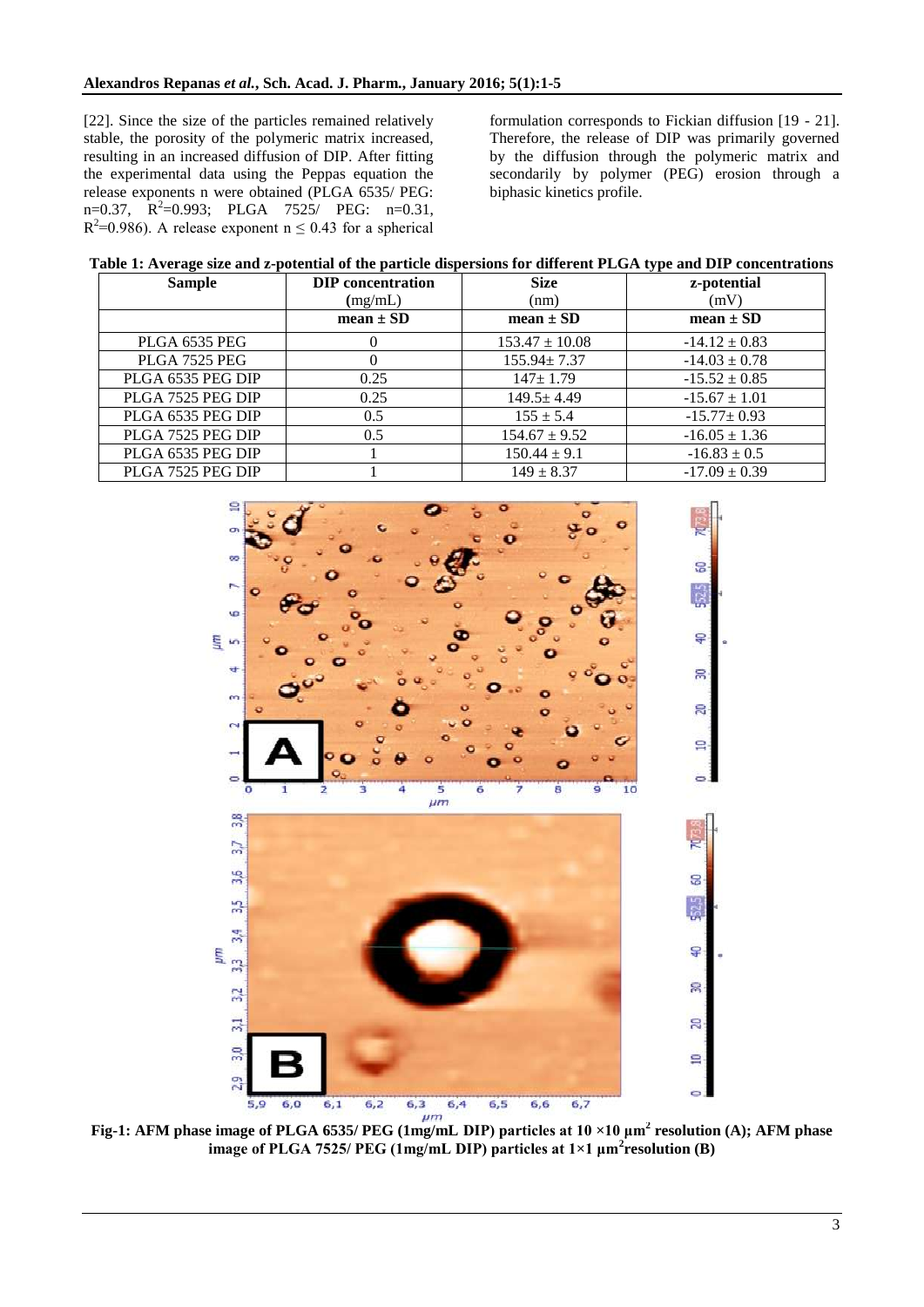[22]. Since the size of the particles remained relatively stable, the porosity of the polymeric matrix increased, resulting in an increased diffusion of DIP. After fitting the experimental data using the Peppas equation the release exponents n were obtained (PLGA 6535/ PEG: n=0.37, $R^2$=0.993; PLGA 7525/ PEG: n=0.31, $R^2$=0.986). A release exponent $n \leq 0.43$ for a spherical formulation corresponds to Fickian diffusion [19 - 21]. Therefore, the release of DIP was primarily governed by the diffusion through the polymeric matrix and secondarily by polymer (PEG) erosion through a biphasic kinetics profile.

**Table 1: Average size and z-potential of the particle dispersions for different PLGA type and DIP concentrations**

| Sample | DIP concentration (mg/mL) | Size (nm) | z-potential (mV) |
|---|---|---|---|
| | **mean ± SD** | **mean ± SD** | **mean ± SD** |
| PLGA 6535 PEG | 0 | 153.47 ± 10.08 | -14.12 ± 0.83 |
| PLGA 7525 PEG | 0 | 155.94± 7.37 | -14.03 ± 0.78 |
| PLGA 6535 PEG DIP | 0.25 | 147± 1.79 | -15.52 ± 0.85 |
| PLGA 7525 PEG DIP | 0.25 | 149.5± 4.49 | -15.67 ± 1.01 |
| PLGA 6535 PEG DIP | 0.5 | 155 ± 5.4 | -15.77± 0.93 |
| PLGA 7525 PEG DIP | 0.5 | 154.67 ± 9.52 | -16.05 ± 1.36 |
| PLGA 6535 PEG DIP | 1 | 150.44 ± 9.1 | -16.83 ± 0.5 |
| PLGA 7525 PEG DIP | 1 | 149 ± 8.37 | -17.09 ± 0.39 |

**Fig-1: AFM phase image of PLGA 6535/ PEG (1mg/mL DIP) particles at 10 ×10 µm$^2$ resolution (A); AFM phase image of PLGA 7525/ PEG (1mg/mL DIP) particles at 1×1 µm$^2$resolution (B)**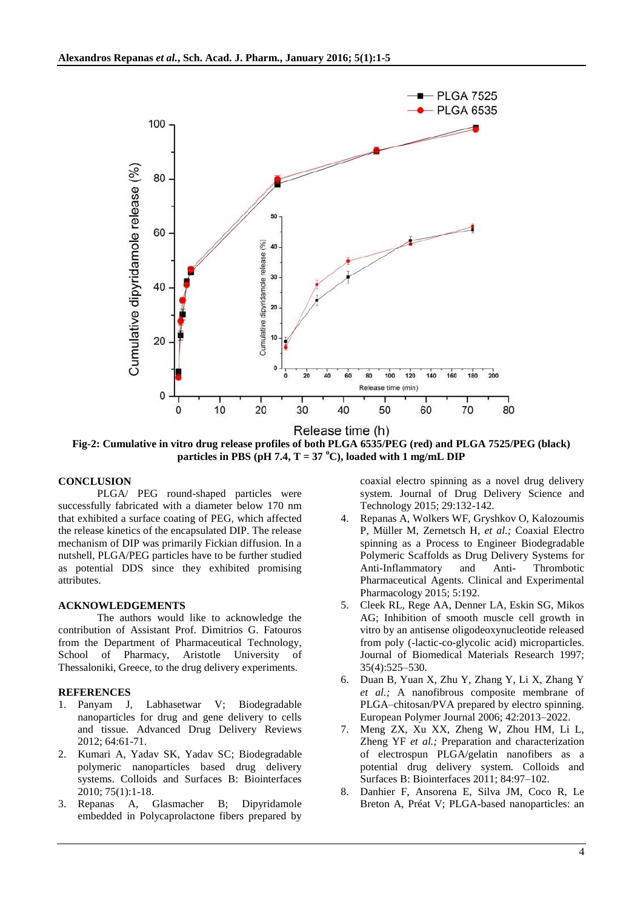Fig-2: Cumulative in vitro drug release profiles of both PLGA 6535/PEG (red) and PLGA 7525/PEG (black) particles in PBS (pH 7.4, T = 37 °C), loaded with 1 mg/mL DIP

## CONCLUSION

PLGA/ PEG round-shaped particles were successfully fabricated with a diameter below 170 nm that exhibited a surface coating of PEG, which affected the release kinetics of the encapsulated DIP. The release mechanism of DIP was primarily Fickian diffusion. In a nutshell, PLGA/PEG particles have to be further studied as potential DDS since they exhibited promising attributes.

## ACKNOWLEDGEMENTS

The authors would like to acknowledge the contribution of Assistant Prof. Dimitrios G. Fatouros from the Department of Pharmaceutical Technology, School of Pharmacy, Aristotle University of Thessaloniki, Greece, to the drug delivery experiments.

## REFERENCES

1. Panyam J, Labhasetwar V; Biodegradable nanoparticles for drug and gene delivery to cells and tissue. Advanced Drug Delivery Reviews 2012; 64:61-71.
2. Kumari A, Yadav SK, Yadav SC; Biodegradable polymeric nanoparticles based drug delivery systems. Colloids and Surfaces B: Biointerfaces 2010; 75(1):1-18.
3. Repanas A, Glasmacher B; Dipyridamole embedded in Polycaprolactone fibers prepared by coaxial electro spinning as a novel drug delivery system. Journal of Drug Delivery Science and Technology 2015; 29:132-142.
4. Repanas A, Wolkers WF, Gryshkov O, Kalozoumis P, Müller M, Zernetsch H, *et al.;* Coaxial Electro spinning as a Process to Engineer Biodegradable Polymeric Scaffolds as Drug Delivery Systems for Anti-Inflammatory and Anti- Thrombotic Pharmaceutical Agents. Clinical and Experimental Pharmacology 2015; 5:192.
5. Cleek RL, Rege AA, Denner LA, Eskin SG, Mikos AG; Inhibition of smooth muscle cell growth in vitro by an antisense oligodeoxynucleotide released from poly (-lactic-co-glycolic acid) microparticles. Journal of Biomedical Materials Research 1997; 35(4):525–530.
6. Duan B, Yuan X, Zhu Y, Zhang Y, Li X, Zhang Y *et al.;* A nanofibrous composite membrane of PLGA–chitosan/PVA prepared by electro spinning. European Polymer Journal 2006; 42:2013–2022.
7. Meng ZX, Xu XX, Zheng W, Zhou HM, Li L, Zheng YF *et al.;* Preparation and characterization of electrospun PLGA/gelatin nanofibers as a potential drug delivery system. Colloids and Surfaces B: Biointerfaces 2011; 84:97–102.
8. Danhier F, Ansorena E, Silva JM, Coco R, Le Breton A, Préat V; PLGA-based nanoparticles: an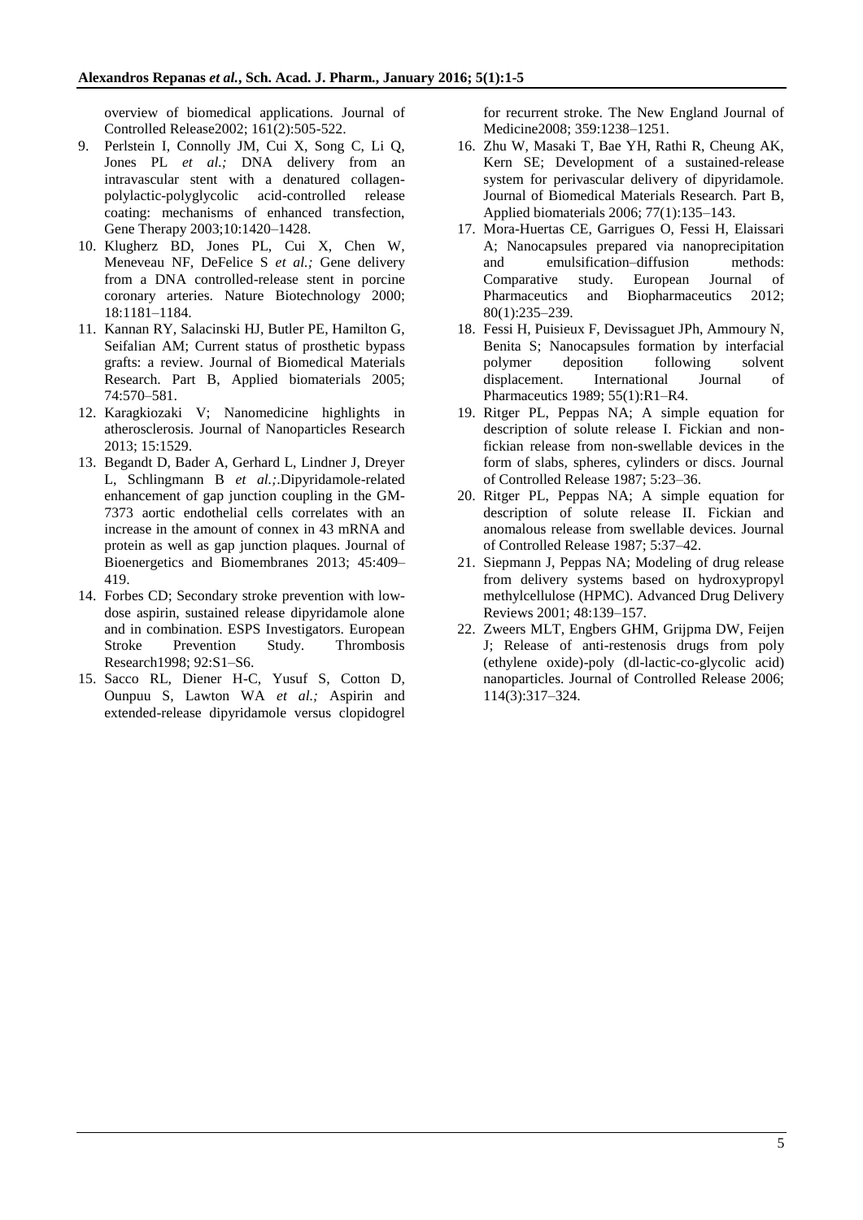overview of biomedical applications. Journal of Controlled Release2002; 161(2):505-522.

9. Perlstein I, Connolly JM, Cui X, Song C, Li Q, Jones PL *et al.;* DNA delivery from an intravascular stent with a denatured collagen-polylactic-polyglycolic acid-controlled release coating: mechanisms of enhanced transfection, Gene Therapy 2003;10:1420–1428.
10. Klugherz BD, Jones PL, Cui X, Chen W, Meneveau NF, DeFelice S *et al.;* Gene delivery from a DNA controlled-release stent in porcine coronary arteries. Nature Biotechnology 2000; 18:1181–1184.
11. Kannan RY, Salacinski HJ, Butler PE, Hamilton G, Seifalian AM; Current status of prosthetic bypass grafts: a review. Journal of Biomedical Materials Research. Part B, Applied biomaterials 2005; 74:570–581.
12. Karagkiozaki V; Nanomedicine highlights in atherosclerosis. Journal of Nanoparticles Research 2013; 15:1529.
13. Begandt D, Bader A, Gerhard L, Lindner J, Dreyer L, Schlingmann B *et al.;*.Dipyridamole-related enhancement of gap junction coupling in the GM-7373 aortic endothelial cells correlates with an increase in the amount of connex in 43 mRNA and protein as well as gap junction plaques. Journal of Bioenergetics and Biomembranes 2013; 45:409–419.
14. Forbes CD; Secondary stroke prevention with low-dose aspirin, sustained release dipyridamole alone and in combination. ESPS Investigators. European Stroke Prevention Study. Thrombosis Research1998; 92:S1–S6.
15. Sacco RL, Diener H-C, Yusuf S, Cotton D, Ounpuu S, Lawton WA *et al.;* Aspirin and extended-release dipyridamole versus clopidogrel for recurrent stroke. The New England Journal of Medicine2008; 359:1238–1251.
16. Zhu W, Masaki T, Bae YH, Rathi R, Cheung AK, Kern SE; Development of a sustained-release system for perivascular delivery of dipyridamole. Journal of Biomedical Materials Research. Part B, Applied biomaterials 2006; 77(1):135–143.
17. Mora-Huertas CE, Garrigues O, Fessi H, Elaissari A; Nanocapsules prepared via nanoprecipitation and emulsification–diffusion methods: Comparative study. European Journal of Pharmaceutics and Biopharmaceutics 2012; 80(1):235–239.
18. Fessi H, Puisieux F, Devissaguet JPh, Ammoury N, Benita S; Nanocapsules formation by interfacial polymer deposition following solvent displacement. International Journal of Pharmaceutics 1989; 55(1):R1–R4.
19. Ritger PL, Peppas NA; A simple equation for description of solute release I. Fickian and non-fickian release from non-swellable devices in the form of slabs, spheres, cylinders or discs. Journal of Controlled Release 1987; 5:23–36.
20. Ritger PL, Peppas NA; A simple equation for description of solute release II. Fickian and anomalous release from swellable devices. Journal of Controlled Release 1987; 5:37–42.
21. Siepmann J, Peppas NA; Modeling of drug release from delivery systems based on hydroxypropyl methylcellulose (HPMC). Advanced Drug Delivery Reviews 2001; 48:139–157.
22. Zweers MLT, Engbers GHM, Grijpma DW, Feijen J; Release of anti-restenosis drugs from poly (ethylene oxide)-poly (dl-lactic-co-glycolic acid) nanoparticles. Journal of Controlled Release 2006; 114(3):317–324.